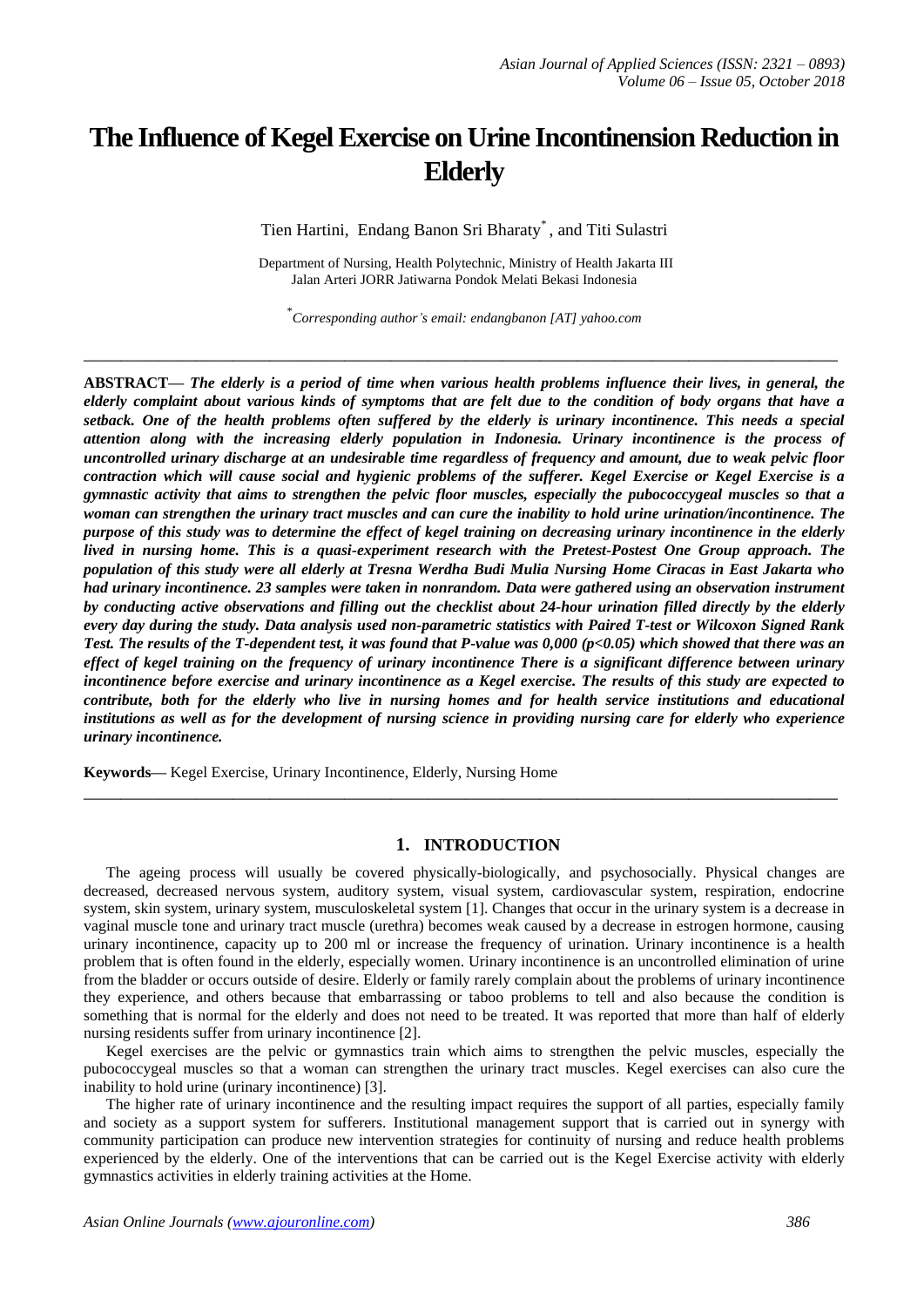# The Influence of Kegel Exercise on Urine Incontinension Reduction in Elderly

Tien Hartini, Endang Banon Sri Bharaty[*], and Titi Sulastri

Department of Nursing, Health Polytechnic, Ministry of Health Jakarta III
Jalan Arteri JORR Jatiwarna Pondok Melati Bekasi Indonesia

[*]*Corresponding author's email: endangbanon [AT] yahoo.com*

---

**ABSTRACT—** ***The elderly is a period of time when various health problems influence their lives, in general, the elderly complaint about various kinds of symptoms that are felt due to the condition of body organs that have a setback. One of the health problems often suffered by the elderly is urinary incontinence. This needs a special attention along with the increasing elderly population in Indonesia. Urinary incontinence is the process of uncontrolled urinary discharge at an undesirable time regardless of frequency and amount, due to weak pelvic floor contraction which will cause social and hygienic problems of the sufferer. Kegel Exercise or Kegel Exercise is a gymnastic activity that aims to strengthen the pelvic floor muscles, especially the pubococcygeal muscles so that a woman can strengthen the urinary tract muscles and can cure the inability to hold urine urination/incontinence. The purpose of this study was to determine the effect of kegel training on decreasing urinary incontinence in the elderly lived in nursing home. This is a quasi-experiment research with the Pretest-Postest One Group approach. The population of this study were all elderly at Tresna Werdha Budi Mulia Nursing Home Ciracas in East Jakarta who had urinary incontinence. 23 samples were taken in nonrandom. Data were gathered using an observation instrument by conducting active observations and filling out the checklist about 24-hour urination filled directly by the elderly every day during the study. Data analysis used non-parametric statistics with Paired T-test or Wilcoxon Signed Rank Test. The results of the T-dependent test, it was found that P-value was 0,000 (p<0.05) which showed that there was an effect of kegel training on the frequency of urinary incontinence There is a significant difference between urinary incontinence before exercise and urinary incontinence as a Kegel exercise. The results of this study are expected to contribute, both for the elderly who live in nursing homes and for health service institutions and educational institutions as well as for the development of nursing science in providing nursing care for elderly who experience urinary incontinence.***

**Keywords—** Kegel Exercise, Urinary Incontinence, Elderly, Nursing Home

---

## 1. INTRODUCTION

The ageing process will usually be covered physically-biologically, and psychosocially. Physical changes are decreased, decreased nervous system, auditory system, visual system, cardiovascular system, respiration, endocrine system, skin system, urinary system, musculoskeletal system [1]. Changes that occur in the urinary system is a decrease in vaginal muscle tone and urinary tract muscle (urethra) becomes weak caused by a decrease in estrogen hormone, causing urinary incontinence, capacity up to 200 ml or increase the frequency of urination. Urinary incontinence is a health problem that is often found in the elderly, especially women. Urinary incontinence is an uncontrolled elimination of urine from the bladder or occurs outside of desire. Elderly or family rarely complain about the problems of urinary incontinence they experience, and others because that embarrassing or taboo problems to tell and also because the condition is something that is normal for the elderly and does not need to be treated. It was reported that more than half of elderly nursing residents suffer from urinary incontinence [2].

Kegel exercises are the pelvic or gymnastics train which aims to strengthen the pelvic muscles, especially the pubococcygeal muscles so that a woman can strengthen the urinary tract muscles. Kegel exercises can also cure the inability to hold urine (urinary incontinence) [3].

The higher rate of urinary incontinence and the resulting impact requires the support of all parties, especially family and society as a support system for sufferers. Institutional management support that is carried out in synergy with community participation can produce new intervention strategies for continuity of nursing and reduce health problems experienced by the elderly. One of the interventions that can be carried out is the Kegel Exercise activity with elderly gymnastics activities in elderly training activities at the Home.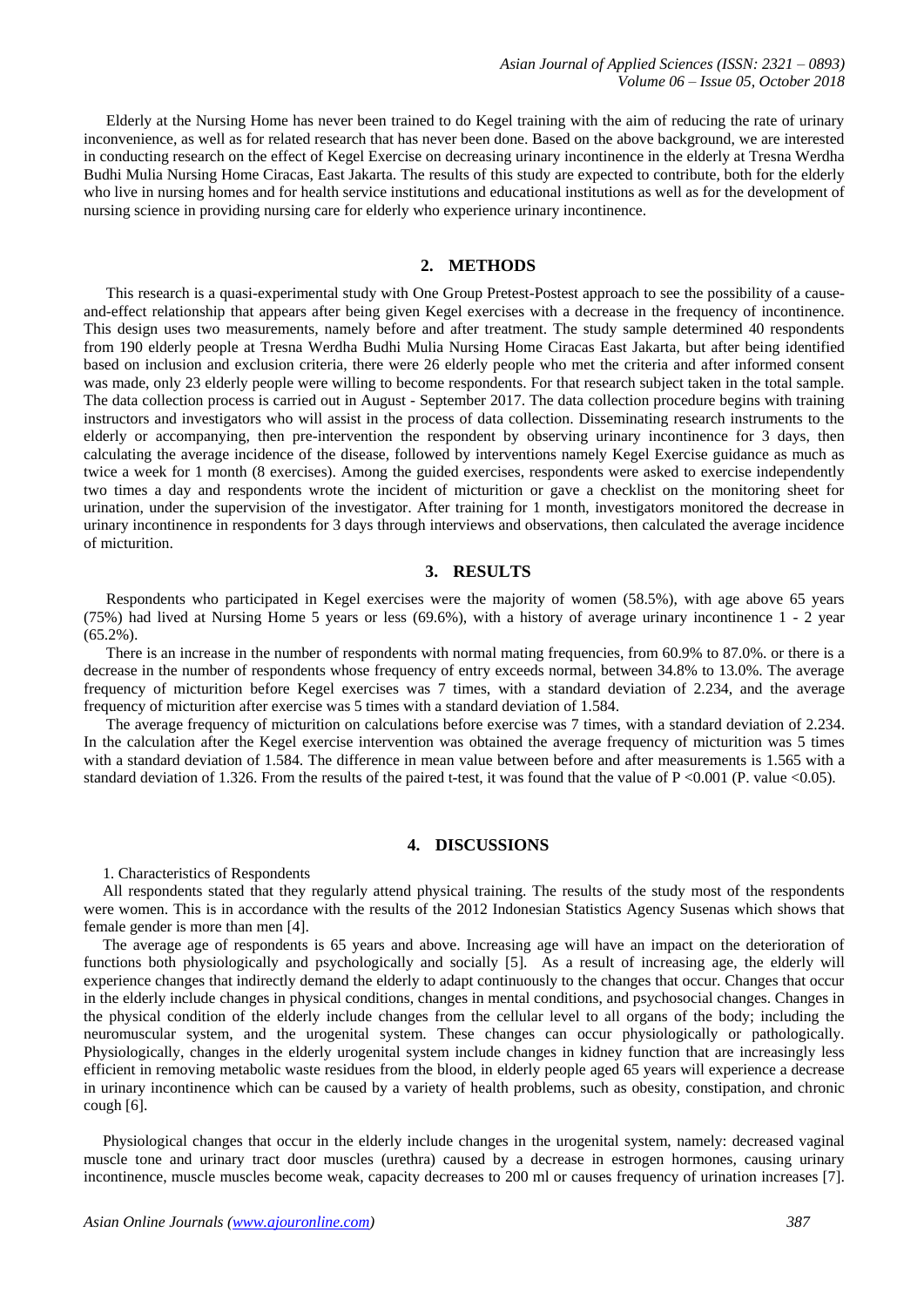Elderly at the Nursing Home has never been trained to do Kegel training with the aim of reducing the rate of urinary inconvenience, as well as for related research that has never been done. Based on the above background, we are interested in conducting research on the effect of Kegel Exercise on decreasing urinary incontinence in the elderly at Tresna Werdha Budhi Mulia Nursing Home Ciracas, East Jakarta. The results of this study are expected to contribute, both for the elderly who live in nursing homes and for health service institutions and educational institutions as well as for the development of nursing science in providing nursing care for elderly who experience urinary incontinence.

## 2. METHODS

This research is a quasi-experimental study with One Group Pretest-Postest approach to see the possibility of a cause-and-effect relationship that appears after being given Kegel exercises with a decrease in the frequency of incontinence. This design uses two measurements, namely before and after treatment. The study sample determined 40 respondents from 190 elderly people at Tresna Werdha Budhi Mulia Nursing Home Ciracas East Jakarta, but after being identified based on inclusion and exclusion criteria, there were 26 elderly people who met the criteria and after informed consent was made, only 23 elderly people were willing to become respondents. For that research subject taken in the total sample. The data collection process is carried out in August - September 2017. The data collection procedure begins with training instructors and investigators who will assist in the process of data collection. Disseminating research instruments to the elderly or accompanying, then pre-intervention the respondent by observing urinary incontinence for 3 days, then calculating the average incidence of the disease, followed by interventions namely Kegel Exercise guidance as much as twice a week for 1 month (8 exercises). Among the guided exercises, respondents were asked to exercise independently two times a day and respondents wrote the incident of micturition or gave a checklist on the monitoring sheet for urination, under the supervision of the investigator. After training for 1 month, investigators monitored the decrease in urinary incontinence in respondents for 3 days through interviews and observations, then calculated the average incidence of micturition.

## 3. RESULTS

Respondents who participated in Kegel exercises were the majority of women (58.5%), with age above 65 years (75%) had lived at Nursing Home 5 years or less (69.6%), with a history of average urinary incontinence 1 - 2 year (65.2%).

There is an increase in the number of respondents with normal mating frequencies, from 60.9% to 87.0%. or there is a decrease in the number of respondents whose frequency of entry exceeds normal, between 34.8% to 13.0%. The average frequency of micturition before Kegel exercises was 7 times, with a standard deviation of 2.234, and the average frequency of micturition after exercise was 5 times with a standard deviation of 1.584.

The average frequency of micturition on calculations before exercise was 7 times, with a standard deviation of 2.234. In the calculation after the Kegel exercise intervention was obtained the average frequency of micturition was 5 times with a standard deviation of 1.584. The difference in mean value between before and after measurements is 1.565 with a standard deviation of 1.326. From the results of the paired t-test, it was found that the value of $P < 0.001$ (P. value $< 0.05$).

## 4. DISCUSSIONS

1. Characteristics of Respondents

All respondents stated that they regularly attend physical training. The results of the study most of the respondents were women. This is in accordance with the results of the 2012 Indonesian Statistics Agency Susenas which shows that female gender is more than men [4].

The average age of respondents is 65 years and above. Increasing age will have an impact on the deterioration of functions both physiologically and psychologically and socially [5]. As a result of increasing age, the elderly will experience changes that indirectly demand the elderly to adapt continuously to the changes that occur. Changes that occur in the elderly include changes in physical conditions, changes in mental conditions, and psychosocial changes. Changes in the physical condition of the elderly include changes from the cellular level to all organs of the body; including the neuromuscular system, and the urogenital system. These changes can occur physiologically or pathologically. Physiologically, changes in the elderly urogenital system include changes in kidney function that are increasingly less efficient in removing metabolic waste residues from the blood, in elderly people aged 65 years will experience a decrease in urinary incontinence which can be caused by a variety of health problems, such as obesity, constipation, and chronic cough [6].

Physiological changes that occur in the elderly include changes in the urogenital system, namely: decreased vaginal muscle tone and urinary tract door muscles (urethra) caused by a decrease in estrogen hormones, causing urinary incontinence, muscle muscles become weak, capacity decreases to 200 ml or causes frequency of urination increases [7].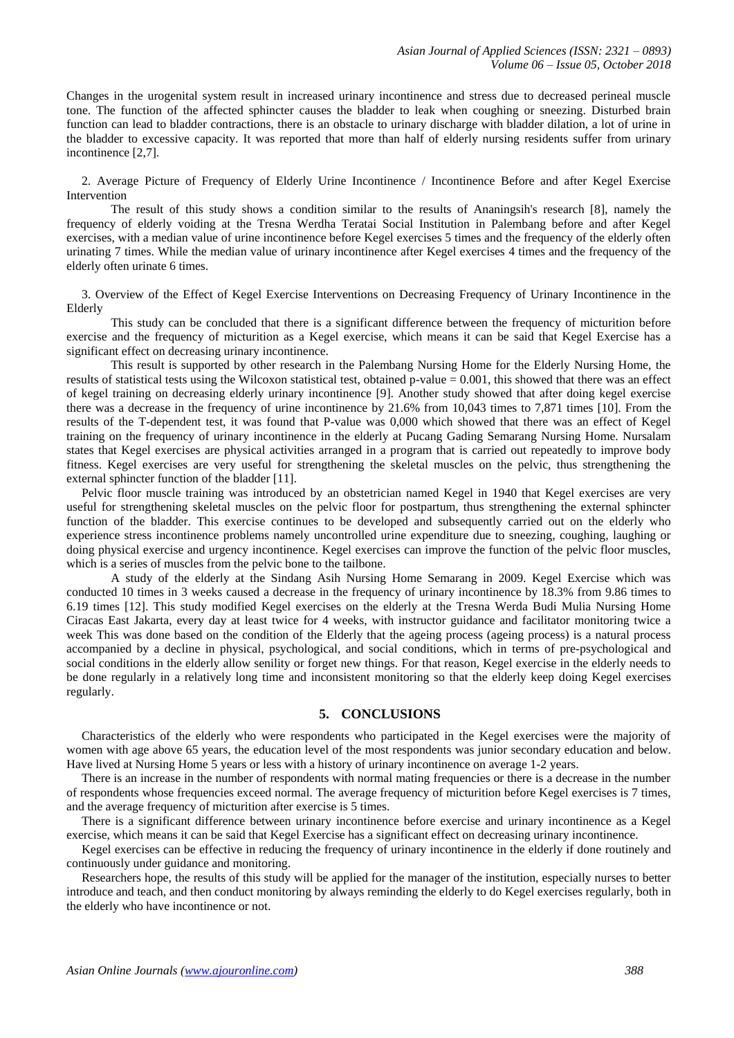Changes in the urogenital system result in increased urinary incontinence and stress due to decreased perineal muscle tone. The function of the affected sphincter causes the bladder to leak when coughing or sneezing. Disturbed brain function can lead to bladder contractions, there is an obstacle to urinary discharge with bladder dilation, a lot of urine in the bladder to excessive capacity. It was reported that more than half of elderly nursing residents suffer from urinary incontinence [2,7].

2. Average Picture of Frequency of Elderly Urine Incontinence / Incontinence Before and after Kegel Exercise Intervention

The result of this study shows a condition similar to the results of Ananingsih's research [8], namely the frequency of elderly voiding at the Tresna Werdha Teratai Social Institution in Palembang before and after Kegel exercises, with a median value of urine incontinence before Kegel exercises 5 times and the frequency of the elderly often urinating 7 times. While the median value of urinary incontinence after Kegel exercises 4 times and the frequency of the elderly often urinate 6 times.

3. Overview of the Effect of Kegel Exercise Interventions on Decreasing Frequency of Urinary Incontinence in the Elderly

This study can be concluded that there is a significant difference between the frequency of micturition before exercise and the frequency of micturition as a Kegel exercise, which means it can be said that Kegel Exercise has a significant effect on decreasing urinary incontinence.

This result is supported by other research in the Palembang Nursing Home for the Elderly Nursing Home, the results of statistical tests using the Wilcoxon statistical test, obtained p-value = 0.001, this showed that there was an effect of kegel training on decreasing elderly urinary incontinence [9]. Another study showed that after doing kegel exercise there was a decrease in the frequency of urine incontinence by 21.6% from 10,043 times to 7,871 times [10]. From the results of the T-dependent test, it was found that P-value was 0,000 which showed that there was an effect of Kegel training on the frequency of urinary incontinence in the elderly at Pucang Gading Semarang Nursing Home. Nursalam states that Kegel exercises are physical activities arranged in a program that is carried out repeatedly to improve body fitness. Kegel exercises are very useful for strengthening the skeletal muscles on the pelvic, thus strengthening the external sphincter function of the bladder [11].

Pelvic floor muscle training was introduced by an obstetrician named Kegel in 1940 that Kegel exercises are very useful for strengthening skeletal muscles on the pelvic floor for postpartum, thus strengthening the external sphincter function of the bladder. This exercise continues to be developed and subsequently carried out on the elderly who experience stress incontinence problems namely uncontrolled urine expenditure due to sneezing, coughing, laughing or doing physical exercise and urgency incontinence. Kegel exercises can improve the function of the pelvic floor muscles, which is a series of muscles from the pelvic bone to the tailbone.

A study of the elderly at the Sindang Asih Nursing Home Semarang in 2009. Kegel Exercise which was conducted 10 times in 3 weeks caused a decrease in the frequency of urinary incontinence by 18.3% from 9.86 times to 6.19 times [12]. This study modified Kegel exercises on the elderly at the Tresna Werda Budi Mulia Nursing Home Ciracas East Jakarta, every day at least twice for 4 weeks, with instructor guidance and facilitator monitoring twice a week This was done based on the condition of the Elderly that the ageing process (ageing process) is a natural process accompanied by a decline in physical, psychological, and social conditions, which in terms of pre-psychological and social conditions in the elderly allow senility or forget new things. For that reason, Kegel exercise in the elderly needs to be done regularly in a relatively long time and inconsistent monitoring so that the elderly keep doing Kegel exercises regularly.

## 5. CONCLUSIONS

Characteristics of the elderly who were respondents who participated in the Kegel exercises were the majority of women with age above 65 years, the education level of the most respondents was junior secondary education and below. Have lived at Nursing Home 5 years or less with a history of urinary incontinence on average 1-2 years.

There is an increase in the number of respondents with normal mating frequencies or there is a decrease in the number of respondents whose frequencies exceed normal. The average frequency of micturition before Kegel exercises is 7 times, and the average frequency of micturition after exercise is 5 times.

There is a significant difference between urinary incontinence before exercise and urinary incontinence as a Kegel exercise, which means it can be said that Kegel Exercise has a significant effect on decreasing urinary incontinence.

Kegel exercises can be effective in reducing the frequency of urinary incontinence in the elderly if done routinely and continuously under guidance and monitoring.

Researchers hope, the results of this study will be applied for the manager of the institution, especially nurses to better introduce and teach, and then conduct monitoring by always reminding the elderly to do Kegel exercises regularly, both in the elderly who have incontinence or not.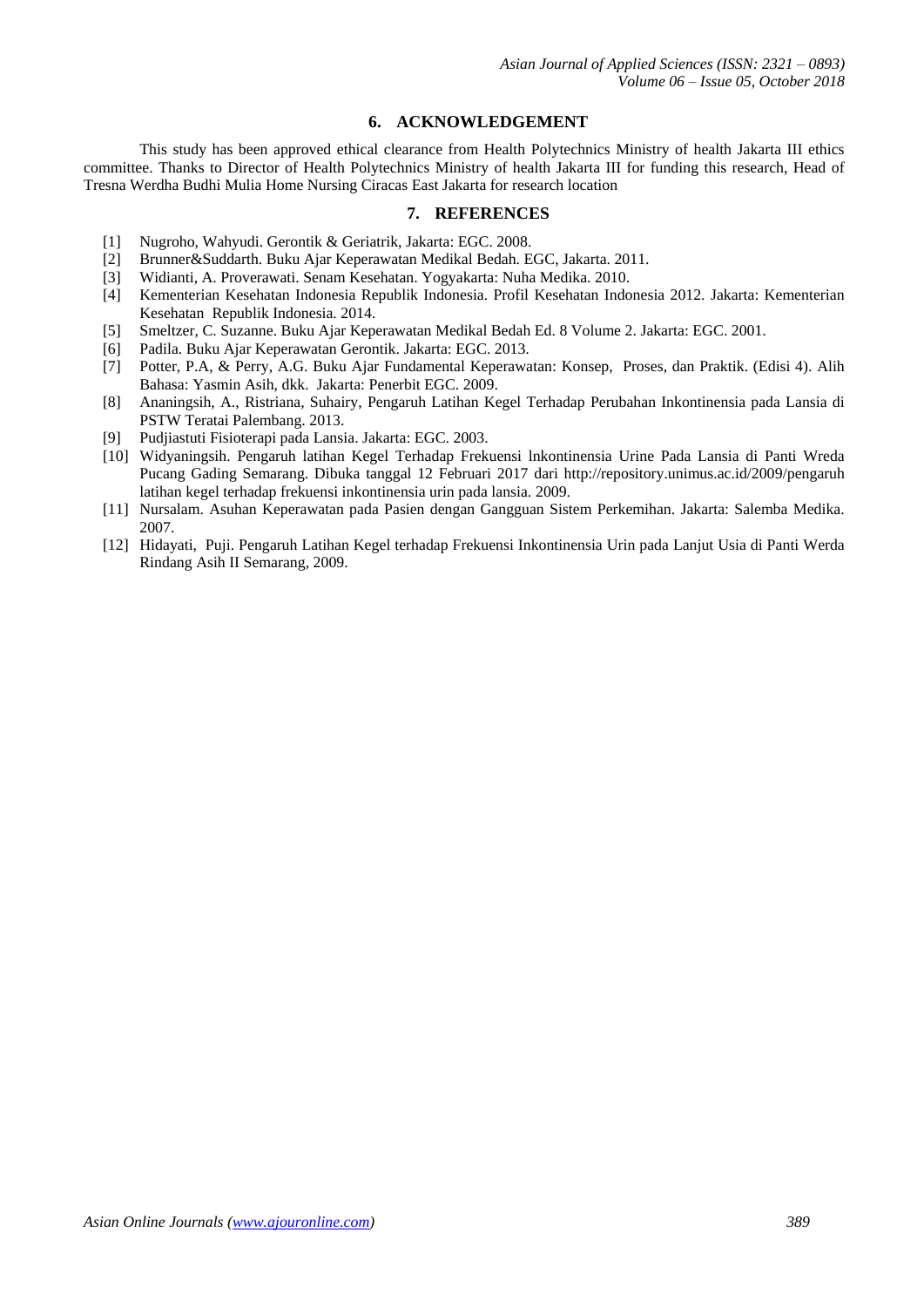## 6. ACKNOWLEDGEMENT

This study has been approved ethical clearance from Health Polytechnics Ministry of health Jakarta III ethics committee. Thanks to Director of Health Polytechnics Ministry of health Jakarta III for funding this research, Head of Tresna Werdha Budhi Mulia Home Nursing Ciracas East Jakarta for research location

## 7. REFERENCES

[1] Nugroho, Wahyudi. Gerontik & Geriatrik, Jakarta: EGC. 2008.

[2] Brunner&Suddarth. Buku Ajar Keperawatan Medikal Bedah. EGC, Jakarta. 2011.

[3] Widianti, A. Proverawati. Senam Kesehatan. Yogyakarta: Nuha Medika. 2010.

[4] Kementerian Kesehatan Indonesia Republik Indonesia. Profil Kesehatan Indonesia 2012. Jakarta: Kementerian Kesehatan Republik Indonesia. 2014.

[5] Smeltzer, C. Suzanne. Buku Ajar Keperawatan Medikal Bedah Ed. 8 Volume 2. Jakarta: EGC. 2001.

[6] Padila. Buku Ajar Keperawatan Gerontik. Jakarta: EGC. 2013.

[7] Potter, P.A, & Perry, A.G. Buku Ajar Fundamental Keperawatan: Konsep, Proses, dan Praktik. (Edisi 4). Alih Bahasa: Yasmin Asih, dkk. Jakarta: Penerbit EGC. 2009.

[8] Ananingsih, A., Ristriana, Suhairy, Pengaruh Latihan Kegel Terhadap Perubahan Inkontinensia pada Lansia di PSTW Teratai Palembang. 2013.

[9] Pudjiastuti Fisioterapi pada Lansia. Jakarta: EGC. 2003.

[10] Widyaningsih. Pengaruh latihan Kegel Terhadap Frekuensi lnkontinensia Urine Pada Lansia di Panti Wreda Pucang Gading Semarang. Dibuka tanggal 12 Februari 2017 dari http://repository.unimus.ac.id/2009/pengaruh latihan kegel terhadap frekuensi inkontinensia urin pada lansia. 2009.

[11] Nursalam. Asuhan Keperawatan pada Pasien dengan Gangguan Sistem Perkemihan. Jakarta: Salemba Medika. 2007.

[12] Hidayati, Puji. Pengaruh Latihan Kegel terhadap Frekuensi Inkontinensia Urin pada Lanjut Usia di Panti Werda Rindang Asih II Semarang, 2009.